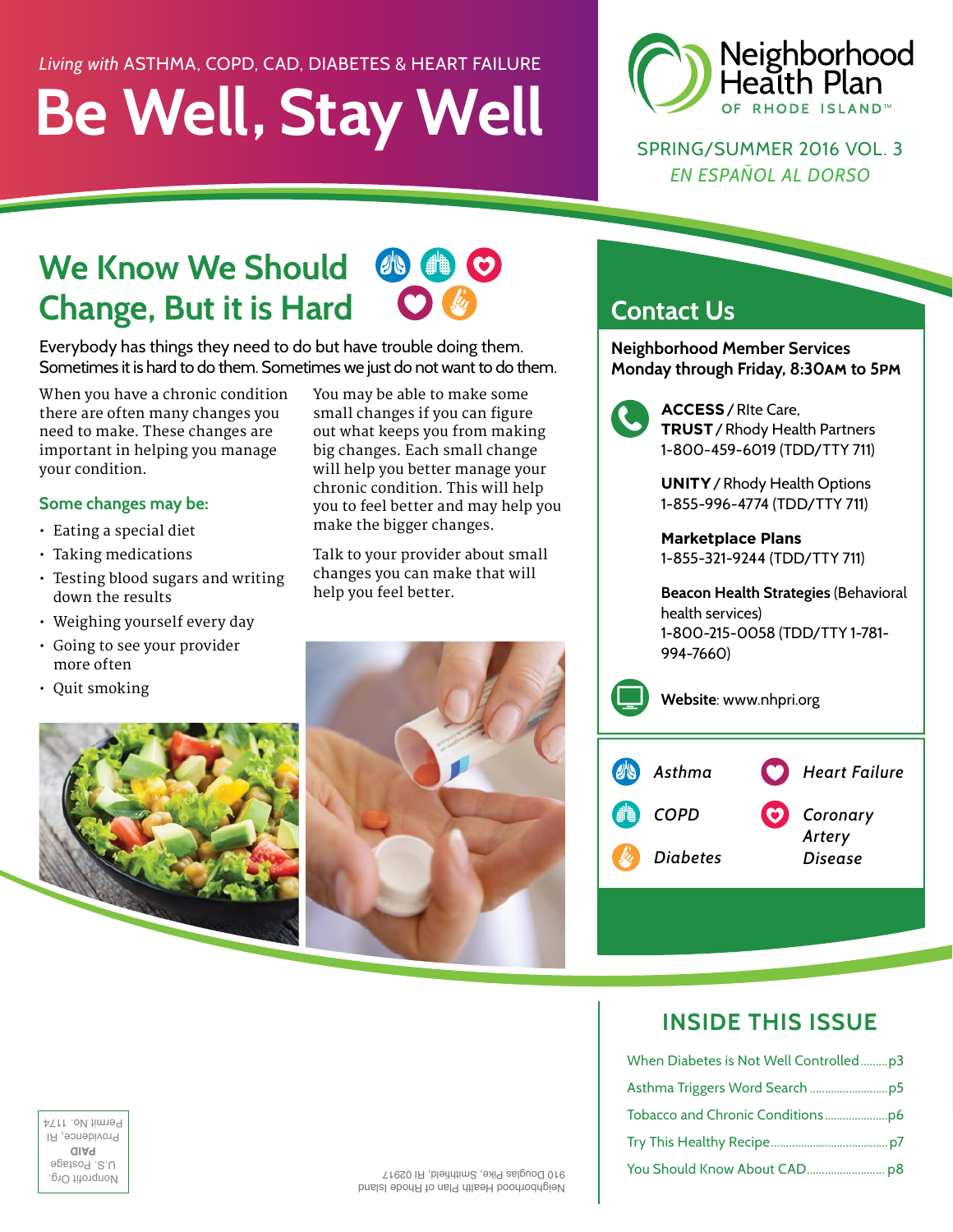*Living with* ASTHMA, COPD, CAD, DIABETES & HEART FAILURE

# Be Well, Stay Well

Neighborhood Health Plan OF RHODE ISLAND™

SPRING/SUMMER 2016 VOL. 3

*EN ESPAÑOL AL DORSO*

## We Know We Should Change, But it is Hard

Everybody has things they need to do but have trouble doing them. Sometimes it is hard to do them. Sometimes we just do not want to do them.

When you have a chronic condition there are often many changes you need to make. These changes are important in helping you manage your condition.

### Some changes may be:

- Eating a special diet
- Taking medications
- Testing blood sugars and writing down the results
- Weighing yourself every day
- Going to see your provider more often
- Quit smoking

You may be able to make some small changes if you can figure out what keeps you from making big changes. Each small change will help you better manage your chronic condition. This will help you to feel better and may help you make the bigger changes.

Talk to your provider about small changes you can make that will help you feel better.

## Contact Us

**Neighborhood Member Services**
**Monday through Friday, 8:30AM to 5PM**

**ACCESS** / RIte Care,
**TRUST** / Rhody Health Partners
1-800-459-6019 (TDD/TTY 711)

**UNITY** / Rhody Health Options
1-855-996-4774 (TDD/TTY 711)

**Marketplace Plans**
1-855-321-9244 (TDD/TTY 711)

**Beacon Health Strategies** (Behavioral health services)
1-800-215-0058 (TDD/TTY 1-781-994-7660)

**Website**: www.nhpri.org

*Asthma* · *COPD* · *Diabetes* · *Heart Failure* · *Coronary Artery Disease*

## INSIDE THIS ISSUE

- When Diabetes is Not Well Controlled ......... p3
- Asthma Triggers Word Search ......... p5
- Tobacco and Chronic Conditions ......... p6
- Try This Healthy Recipe ......... p7
- You Should Know About CAD ......... p8

Neighborhood Health Plan of Rhode Island
910 Douglas Pike, Smithfield, RI 02917

Nonprofit Org.
U.S. Postage
PAID
Providence, RI
Permit No. 1174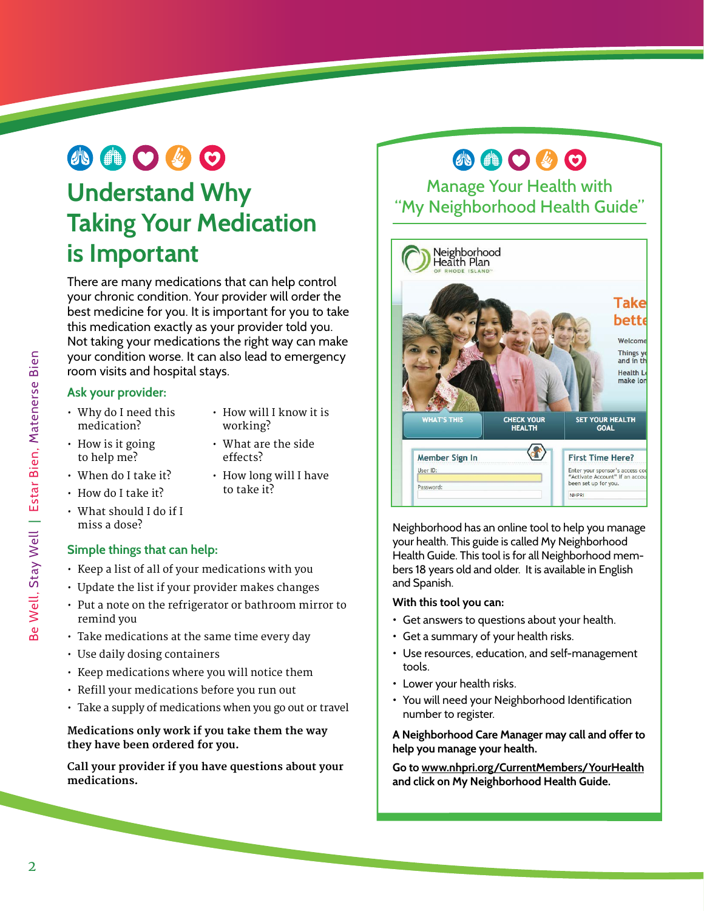# Understand Why Taking Your Medication is Important

There are many medications that can help control your chronic condition. Your provider will order the best medicine for you. It is important for you to take this medication exactly as your provider told you. Not taking your medications the right way can make your condition worse. It can also lead to emergency room visits and hospital stays.

### Ask your provider:

- Why do I need this medication?
- How is it going to help me?
- When do I take it?
- How do I take it?
- What should I do if I miss a dose?
- How will I know it is working?
- What are the side effects?
- How long will I have to take it?

### Simple things that can help:

- Keep a list of all of your medications with you
- Update the list if your provider makes changes
- Put a note on the refrigerator or bathroom mirror to remind you
- Take medications at the same time every day
- Use daily dosing containers
- Keep medications where you will notice them
- Refill your medications before you run out
- Take a supply of medications when you go out or travel

**Medications only work if you take them the way they have been ordered for you.**

**Call your provider if you have questions about your medications.**

## Manage Your Health with "My Neighborhood Health Guide"

Neighborhood has an online tool to help you manage your health. This guide is called My Neighborhood Health Guide. This tool is for all Neighborhood members 18 years old and older. It is available in English and Spanish.

**With this tool you can:**

- Get answers to questions about your health.
- Get a summary of your health risks.
- Use resources, education, and self-management tools.
- Lower your health risks.
- You will need your Neighborhood Identification number to register.

**A Neighborhood Care Manager may call and offer to help you manage your health.**

**Go to www.nhpri.org/CurrentMembers/YourHealth and click on My Neighborhood Health Guide.**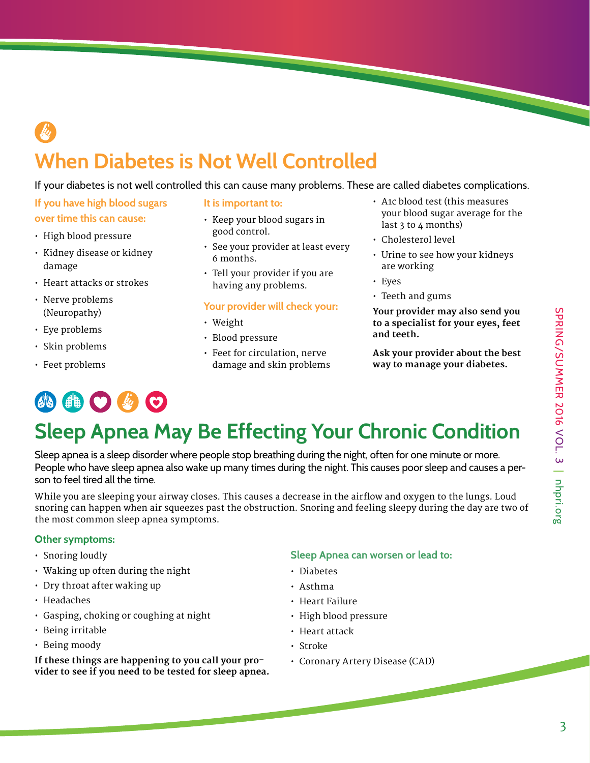## When Diabetes is Not Well Controlled

If your diabetes is not well controlled this can cause many problems. These are called diabetes complications.

### If you have high blood sugars over time this can cause:

- High blood pressure
- Kidney disease or kidney damage
- Heart attacks or strokes
- Nerve problems (Neuropathy)
- Eye problems
- Skin problems
- Feet problems

### It is important to:

- Keep your blood sugars in good control.
- See your provider at least every 6 months.
- Tell your provider if you are having any problems.

### Your provider will check your:

- Weight
- Blood pressure
- Feet for circulation, nerve damage and skin problems
- A1c blood test (this measures your blood sugar average for the last 3 to 4 months)
- Cholesterol level
- Urine to see how your kidneys are working
- Eyes
- Teeth and gums

**Your provider may also send you to a specialist for your eyes, feet and teeth.**

**Ask your provider about the best way to manage your diabetes.**

## Sleep Apnea May Be Effecting Your Chronic Condition

Sleep apnea is a sleep disorder where people stop breathing during the night, often for one minute or more. People who have sleep apnea also wake up many times during the night. This causes poor sleep and causes a person to feel tired all the time.

While you are sleeping your airway closes. This causes a decrease in the airflow and oxygen to the lungs. Loud snoring can happen when air squeezes past the obstruction. Snoring and feeling sleepy during the day are two of the most common sleep apnea symptoms.

### Other symptoms:

- Snoring loudly
- Waking up often during the night
- Dry throat after waking up
- Headaches
- Gasping, choking or coughing at night
- Being irritable
- Being moody

**If these things are happening to you call your provider to see if you need to be tested for sleep apnea.**

### Sleep Apnea can worsen or lead to:

- Diabetes
- Asthma
- Heart Failure
- High blood pressure
- Heart attack
- Stroke
- Coronary Artery Disease (CAD)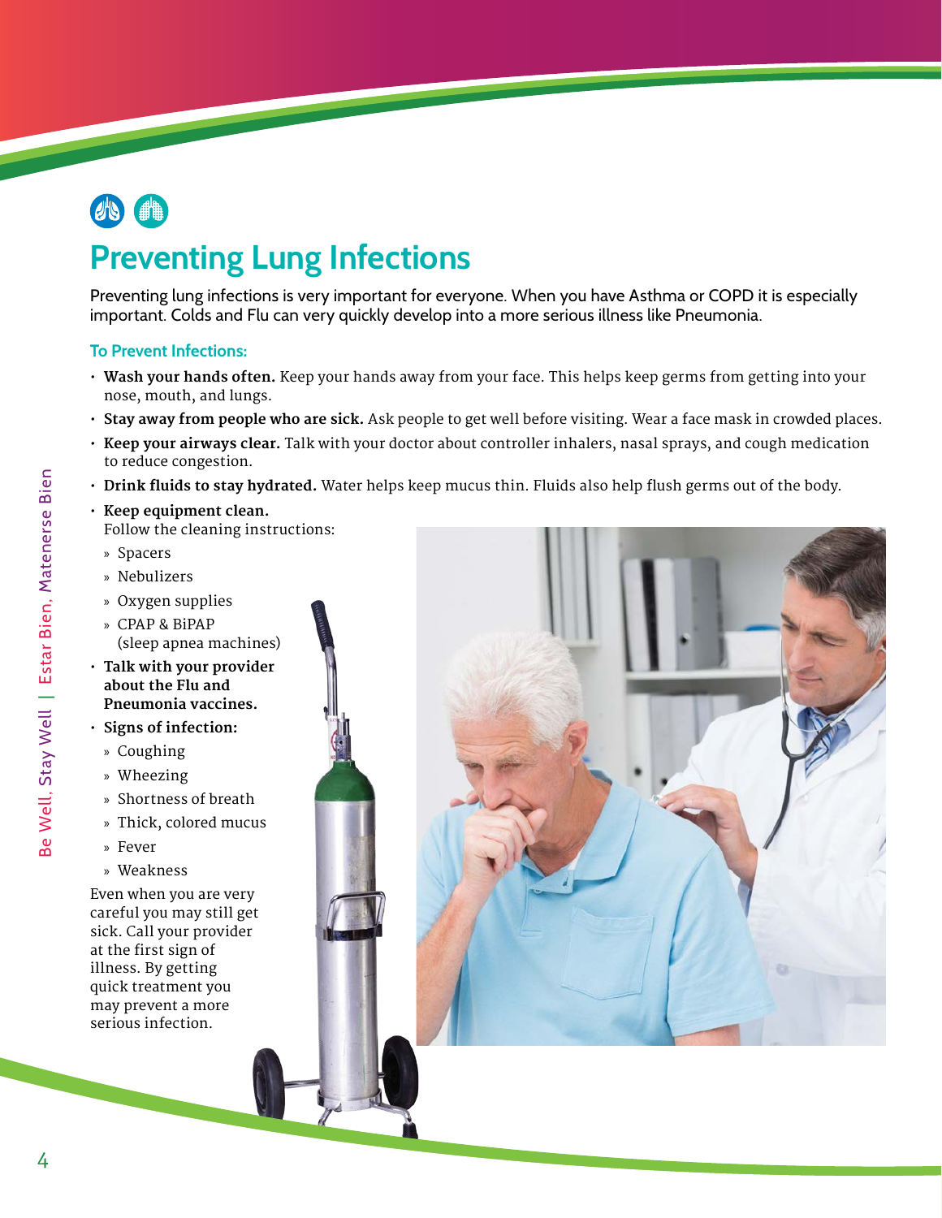# Preventing Lung Infections

Preventing lung infections is very important for everyone. When you have Asthma or COPD it is especially important. Colds and Flu can very quickly develop into a more serious illness like Pneumonia.

### To Prevent Infections:

- **Wash your hands often.** Keep your hands away from your face. This helps keep germs from getting into your nose, mouth, and lungs.
- **Stay away from people who are sick.** Ask people to get well before visiting. Wear a face mask in crowded places.
- **Keep your airways clear.** Talk with your doctor about controller inhalers, nasal sprays, and cough medication to reduce congestion.
- **Drink fluids to stay hydrated.** Water helps keep mucus thin. Fluids also help flush germs out of the body.
- **Keep equipment clean.** Follow the cleaning instructions:
  - Spacers
  - Nebulizers
  - Oxygen supplies
  - CPAP & BiPAP (sleep apnea machines)
- **Talk with your provider about the Flu and Pneumonia vaccines.**
- **Signs of infection:**
  - Coughing
  - Wheezing
  - Shortness of breath
  - Thick, colored mucus
  - Fever
  - Weakness

Even when you are very careful you may still get sick. Call your provider at the first sign of illness. By getting quick treatment you may prevent a more serious infection.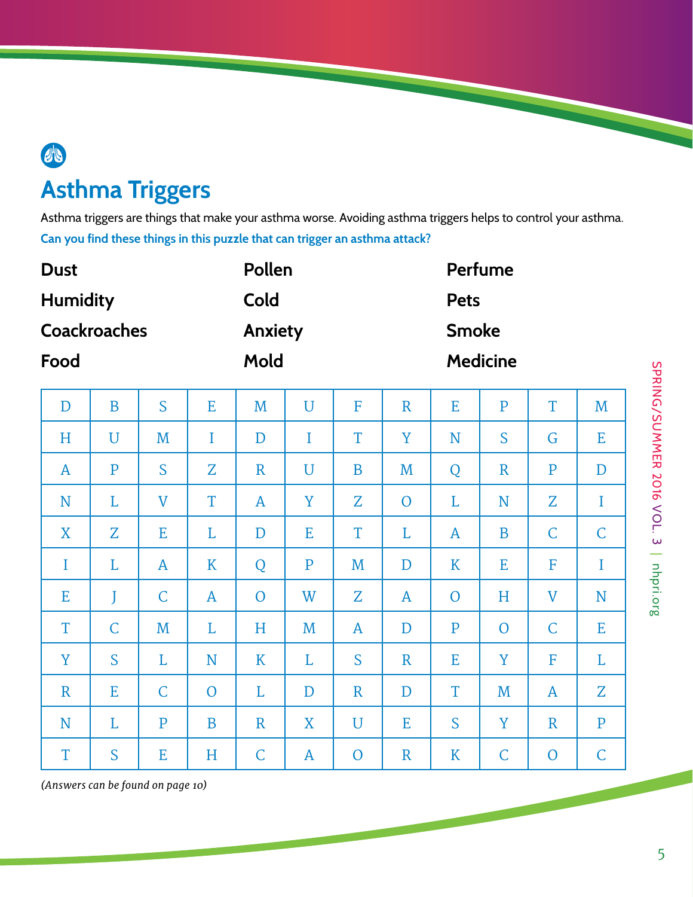## Asthma Triggers

Asthma triggers are things that make your asthma worse. Avoiding asthma triggers helps to control your asthma.

**Can you find these things in this puzzle that can trigger an asthma attack?**

| | | |
|---|---|---|
| **Dust** | **Pollen** | **Perfume** |
| **Humidity** | **Cold** | **Pets** |
| **Coackroaches** | **Anxiety** | **Smoke** |
| **Food** | **Mold** | **Medicine** |

| | | | | | | | | | | | |
|---|---|---|---|---|---|---|---|---|---|---|---|
| D | B | S | E | M | U | F | R | E | P | T | M |
| H | U | M | I | D | I | T | Y | N | S | G | E |
| A | P | S | Z | R | U | B | M | Q | R | P | D |
| N | L | V | T | A | Y | Z | O | L | N | Z | I |
| X | Z | E | L | D | E | T | L | A | B | C | C |
| I | L | A | K | Q | P | M | D | K | E | F | I |
| E | J | C | A | O | W | Z | A | O | H | V | N |
| T | C | M | L | H | M | A | D | P | O | C | E |
| Y | S | L | N | K | L | S | R | E | Y | F | L |
| R | E | C | O | L | D | R | D | T | M | A | Z |
| N | L | P | B | R | X | U | E | S | Y | R | P |
| T | S | E | H | C | A | O | R | K | C | O | C |

*(Answers can be found on page 10)*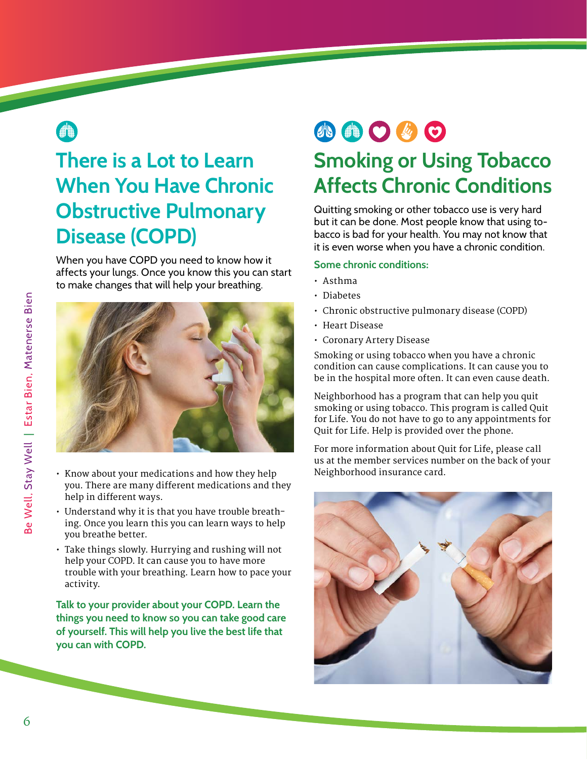## There is a Lot to Learn When You Have Chronic Obstructive Pulmonary Disease (COPD)

When you have COPD you need to know how it affects your lungs. Once you know this you can start to make changes that will help your breathing.

- Know about your medications and how they help you. There are many different medications and they help in different ways.
- Understand why it is that you have trouble breathing. Once you learn this you can learn ways to help you breathe better.
- Take things slowly. Hurrying and rushing will not help your COPD. It can cause you to have more trouble with your breathing. Learn how to pace your activity.

**Talk to your provider about your COPD. Learn the things you need to know so you can take good care of yourself. This will help you live the best life that you can with COPD.**

## Smoking or Using Tobacco Affects Chronic Conditions

Quitting smoking or other tobacco use is very hard but it can be done. Most people know that using tobacco is bad for your health. You may not know that it is even worse when you have a chronic condition.

**Some chronic conditions:**

- Asthma
- Diabetes
- Chronic obstructive pulmonary disease (COPD)
- Heart Disease
- Coronary Artery Disease

Smoking or using tobacco when you have a chronic condition can cause complications. It can cause you to be in the hospital more often. It can even cause death.

Neighborhood has a program that can help you quit smoking or using tobacco. This program is called Quit for Life. You do not have to go to any appointments for Quit for Life. Help is provided over the phone.

For more information about Quit for Life, please call us at the member services number on the back of your Neighborhood insurance card.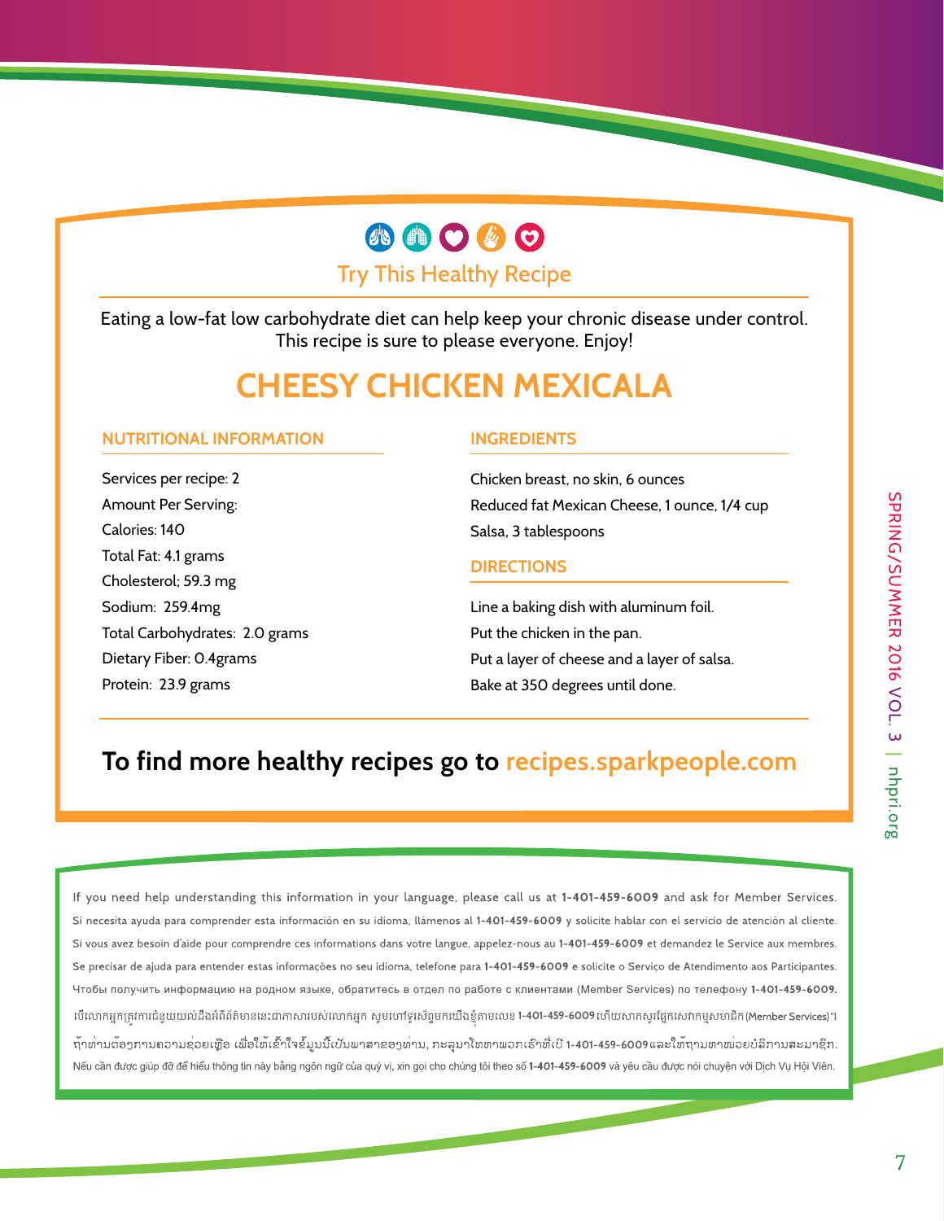## Try This Healthy Recipe

Eating a low-fat low carbohydrate diet can help keep your chronic disease under control. This recipe is sure to please everyone. Enjoy!

# CHEESY CHICKEN MEXICALA

### NUTRITIONAL INFORMATION

Services per recipe: 2
Amount Per Serving:
Calories: 140
Total Fat: 4.1 grams
Cholesterol; 59.3 mg
Sodium: 259.4mg
Total Carbohydrates: 2.0 grams
Dietary Fiber: 0.4grams
Protein: 23.9 grams

### INGREDIENTS

Chicken breast, no skin, 6 ounces
Reduced fat Mexican Cheese, 1 ounce, 1/4 cup
Salsa, 3 tablespoons

### DIRECTIONS

Line a baking dish with aluminum foil.
Put the chicken in the pan.
Put a layer of cheese and a layer of salsa.
Bake at 350 degrees until done.

**To find more healthy recipes go to recipes.sparkpeople.com**

If you need help understanding this information in your language, please call us at **1-401-459-6009** and ask for Member Services.

Si necesita ayuda para comprender esta información en su idioma, llámenos al **1-401-459-6009** y solicite hablar con el servicio de atención al cliente.

Si vous avez besoin d'aide pour comprendre ces informations dans votre langue, appelez-nous au **1-401-459-6009** et demandez le Service aux membres.

Se precisar de ajuda para entender estas informações no seu idioma, telefone para **1-401-459-6009** e solicite o Serviço de Atendimento aos Participantes.

Чтобы получить информацию на родном языке, обратитесь в отдел по работе с клиентами (Member Services) по телефону **1-401-459-6009.**

បើលោកអ្នកត្រូវការជំនួយយល់ដឹងព័ត៌មាននេះជាភាសារបស់លោកអ្នក សូមហៅទូរស័ព្ទមកយើងខ្ញុំតាមលេខ **1-401-459-6009** ហើយសាកសួរផ្នែកសេវាកម្មសមាជិក (Member Services)។

ຖ້າທ່ານຕ້ອງການຄວາມຊ່ວຍເຫຼືອ ເພື່ອໃຫ້ເຂົ້າໃຈຂໍ້ມູນນີ້ເປັນພາສາຂອງທ່ານ, ກະລຸນາໂທຫາພວກເຮົາທີ່ເບີ **1-401-459-6009** ແລະໃຫ້ຖາມຫາໜ່ວຍບໍລິການສະມາຊິກ.

Nếu cần được giúp đỡ để hiểu thông tin này bằng ngôn ngữ của quý vị, xin gọi cho chúng tôi theo số **1-401-459-6009** và yêu cầu được nói chuyện với Dịch Vụ Hội Viên.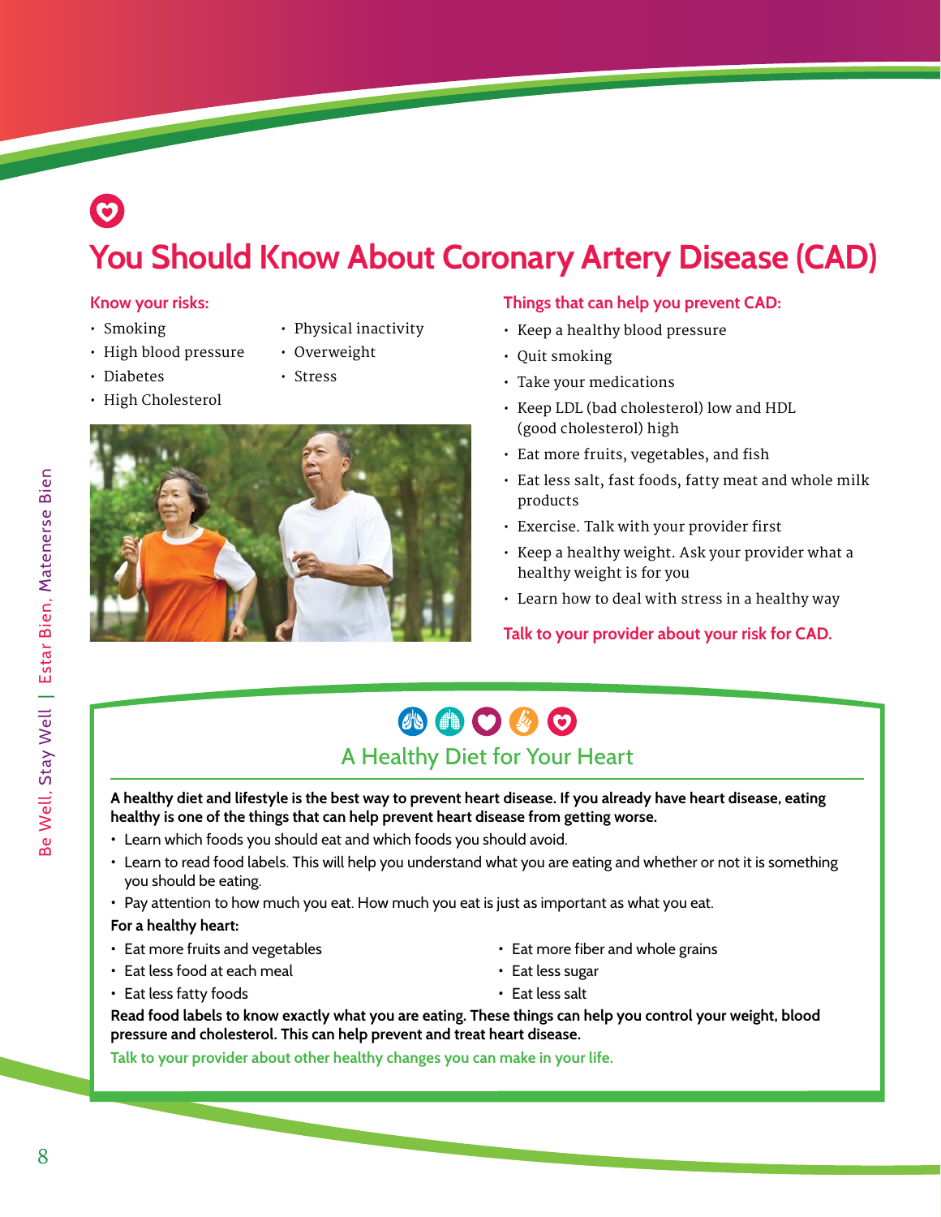# You Should Know About Coronary Artery Disease (CAD)

**Know your risks:**

- Smoking
- High blood pressure
- Diabetes
- High Cholesterol
- Physical inactivity
- Overweight
- Stress

**Things that can help you prevent CAD:**

- Keep a healthy blood pressure
- Quit smoking
- Take your medications
- Keep LDL (bad cholesterol) low and HDL (good cholesterol) high
- Eat more fruits, vegetables, and fish
- Eat less salt, fast foods, fatty meat and whole milk products
- Exercise. Talk with your provider first
- Keep a healthy weight. Ask your provider what a healthy weight is for you
- Learn how to deal with stress in a healthy way

**Talk to your provider about your risk for CAD.**

## A Healthy Diet for Your Heart

**A healthy diet and lifestyle is the best way to prevent heart disease. If you already have heart disease, eating healthy is one of the things that can help prevent heart disease from getting worse.**

- Learn which foods you should eat and which foods you should avoid.
- Learn to read food labels. This will help you understand what you are eating and whether or not it is something you should be eating.
- Pay attention to how much you eat. How much you eat is just as important as what you eat.

**For a healthy heart:**

- Eat more fruits and vegetables
- Eat less food at each meal
- Eat less fatty foods
- Eat more fiber and whole grains
- Eat less sugar
- Eat less salt

**Read food labels to know exactly what you are eating. These things can help you control your weight, blood pressure and cholesterol. This can help prevent and treat heart disease.**

**Talk to your provider about other healthy changes you can make in your life.**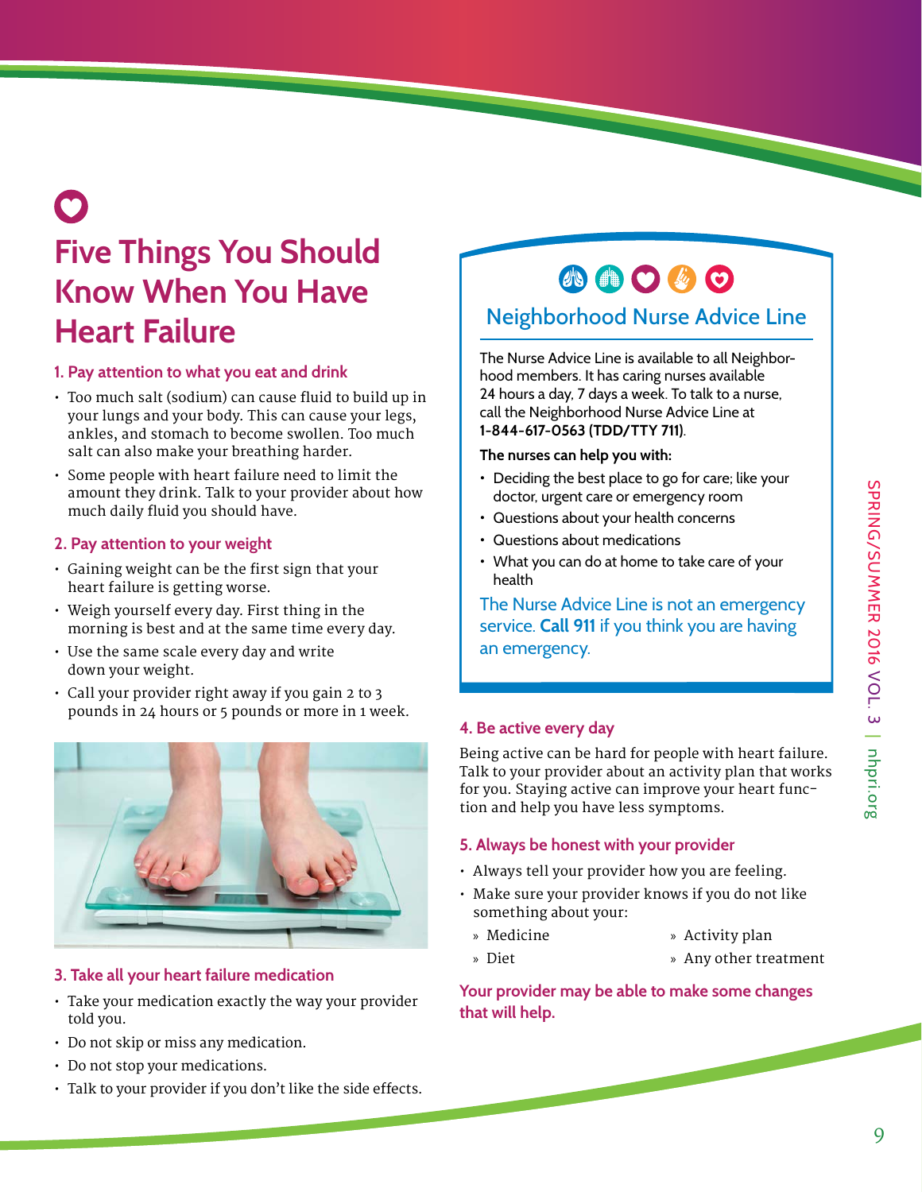# Five Things You Should Know When You Have Heart Failure

### 1. Pay attention to what you eat and drink

- Too much salt (sodium) can cause fluid to build up in your lungs and your body. This can cause your legs, ankles, and stomach to become swollen. Too much salt can also make your breathing harder.
- Some people with heart failure need to limit the amount they drink. Talk to your provider about how much daily fluid you should have.

### 2. Pay attention to your weight

- Gaining weight can be the first sign that your heart failure is getting worse.
- Weigh yourself every day. First thing in the morning is best and at the same time every day.
- Use the same scale every day and write down your weight.
- Call your provider right away if you gain 2 to 3 pounds in 24 hours or 5 pounds or more in 1 week.

### 3. Take all your heart failure medication

- Take your medication exactly the way your provider told you.
- Do not skip or miss any medication.
- Do not stop your medications.
- Talk to your provider if you don't like the side effects.

## Neighborhood Nurse Advice Line

The Nurse Advice Line is available to all Neighborhood members. It has caring nurses available 24 hours a day, 7 days a week. To talk to a nurse, call the Neighborhood Nurse Advice Line at **1-844-617-0563 (TDD/TTY 711)**.

**The nurses can help you with:**

- Deciding the best place to go for care; like your doctor, urgent care or emergency room
- Questions about your health concerns
- Questions about medications
- What you can do at home to take care of your health

The Nurse Advice Line is not an emergency service. **Call 911** if you think you are having an emergency.

### 4. Be active every day

Being active can be hard for people with heart failure. Talk to your provider about an activity plan that works for you. Staying active can improve your heart function and help you have less symptoms.

### 5. Always be honest with your provider

- Always tell your provider how you are feeling.
- Make sure your provider knows if you do not like something about your:
  - Medicine
  - Diet
  - Activity plan
  - Any other treatment

**Your provider may be able to make some changes that will help.**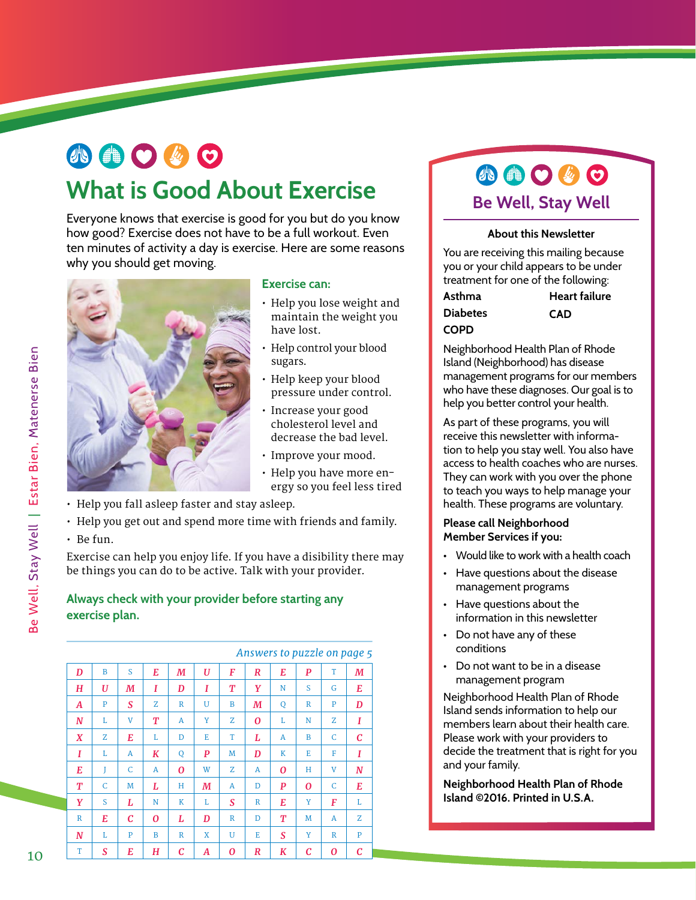## What is Good About Exercise

Everyone knows that exercise is good for you but do you know how good? Exercise does not have to be a full workout. Even ten minutes of activity a day is exercise. Here are some reasons why you should get moving.

**Exercise can:**

- Help you lose weight and maintain the weight you have lost.
- Help control your blood sugars.
- Help keep your blood pressure under control.
- Increase your good cholesterol level and decrease the bad level.
- Improve your mood.
- Help you have more energy so you feel less tired
- Help you fall asleep faster and stay asleep.
- Help you get out and spend more time with friends and family.
- Be fun.

Exercise can help you enjoy life. If you have a disibility there may be things you can do to be active. Talk with your provider.

**Always check with your provider before starting any exercise plan.**

*Answers to puzzle on page 5*

| | | | | | | | | | | | |
|---|---|---|---|---|---|---|---|---|---|---|---|
| D | B | S | E | M | U | F | R | E | P | T | M |
| H | U | M | I | D | I | T | Y | N | S | G | E |
| A | P | S | Z | R | U | B | M | Q | R | P | D |
| N | L | V | T | A | Y | Z | O | L | N | Z | I |
| X | Z | E | L | D | E | T | L | A | B | C | C |
| I | L | A | K | Q | P | M | D | K | E | F | I |
| E | J | C | A | O | W | Z | A | O | H | V | N |
| T | C | M | L | H | M | A | D | P | O | C | E |
| Y | S | L | N | K | L | S | R | E | Y | F | L |
| R | E | C | O | L | D | R | D | T | M | A | Z |
| N | L | P | B | R | X | U | E | S | Y | R | P |
| T | S | E | H | C | A | O | R | K | C | O | C |

## Be Well, Stay Well

### About this Newsletter

You are receiving this mailing because you or your child appears to be under treatment for one of the following:

| | |
|---|---|
| **Asthma** | **Heart failure** |
| **Diabetes** | **CAD** |
| **COPD** | |

Neighborhood Health Plan of Rhode Island (Neighborhood) has disease management programs for our members who have these diagnoses. Our goal is to help you better control your health.

As part of these programs, you will receive this newsletter with information to help you stay well. You also have access to health coaches who are nurses. They can work with you over the phone to teach you ways to help manage your health. These programs are voluntary.

**Please call Neighborhood Member Services if you:**

- Would like to work with a health coach
- Have questions about the disease management programs
- Have questions about the information in this newsletter
- Do not have any of these conditions
- Do not want to be in a disease management program

Neighborhood Health Plan of Rhode Island sends information to help our members learn about their health care. Please work with your providers to decide the treatment that is right for you and your family.

**Neighborhood Health Plan of Rhode Island ©2016. Printed in U.S.A.**